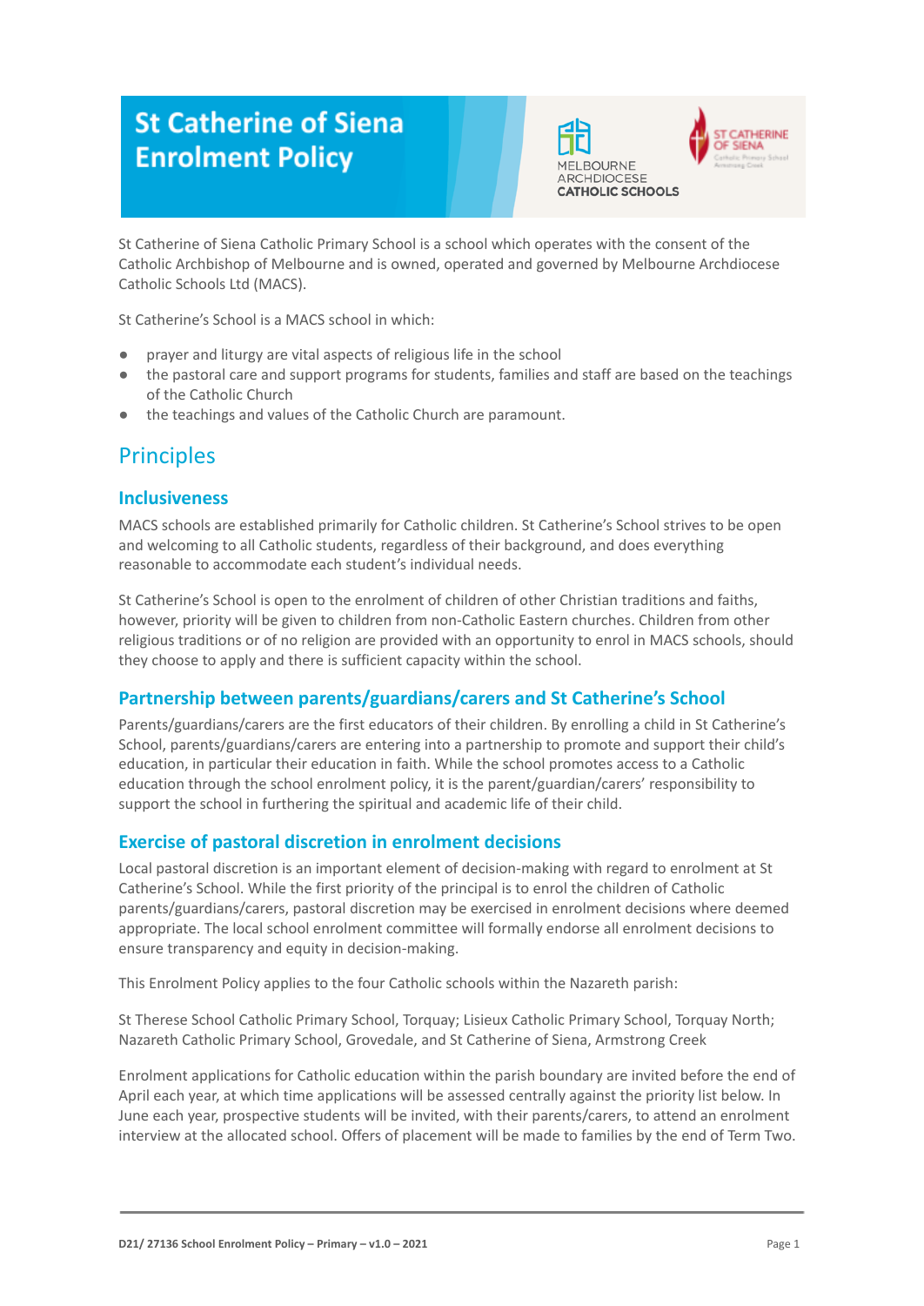# St Catherine of Siena Enrolment Policy

St Catherine of Siena Catholic Primary School is a school which operates with the consent of the Catholic Archbishop of Melbourne and is owned, operated and governed by Melbourne Archdiocese Catholic Schools Ltd (MACS).

St Catherine's School is a MACS school in which:

- prayer and liturgy are vital aspects of religious life in the school
- the pastoral care and support programs for students, families and staff are based on the teachings of the Catholic Church
- the teachings and values of the Catholic Church are paramount.

## Principles

### Inclusiveness

MACS schools are established primarily for Catholic children. St Catherine's School strives to be open and welcoming to all Catholic students, regardless of their background, and does everything reasonable to accommodate each student's individual needs.

St Catherine's School is open to the enrolment of children of other Christian traditions and faiths, however, priority will be given to children from non-Catholic Eastern churches. Children from other religious traditions or of no religion are provided with an opportunity to enrol in MACS schools, should they choose to apply and there is sufficient capacity within the school.

### Partnership between parents/guardians/carers and St Catherine's School

Parents/guardians/carers are the first educators of their children. By enrolling a child in St Catherine's School, parents/guardians/carers are entering into a partnership to promote and support their child's education, in particular their education in faith. While the school promotes access to a Catholic education through the school enrolment policy, it is the parent/guardian/carers' responsibility to support the school in furthering the spiritual and academic life of their child.

### Exercise of pastoral discretion in enrolment decisions

Local pastoral discretion is an important element of decision-making with regard to enrolment at St Catherine's School. While the first priority of the principal is to enrol the children of Catholic parents/guardians/carers, pastoral discretion may be exercised in enrolment decisions where deemed appropriate. The local school enrolment committee will formally endorse all enrolment decisions to ensure transparency and equity in decision-making.

This Enrolment Policy applies to the four Catholic schools within the Nazareth parish:

St Therese School Catholic Primary School, Torquay; Lisieux Catholic Primary School, Torquay North; Nazareth Catholic Primary School, Grovedale, and St Catherine of Siena, Armstrong Creek

Enrolment applications for Catholic education within the parish boundary are invited before the end of April each year, at which time applications will be assessed centrally against the priority list below. In June each year, prospective students will be invited, with their parents/carers, to attend an enrolment interview at the allocated school. Offers of placement will be made to families by the end of Term Two.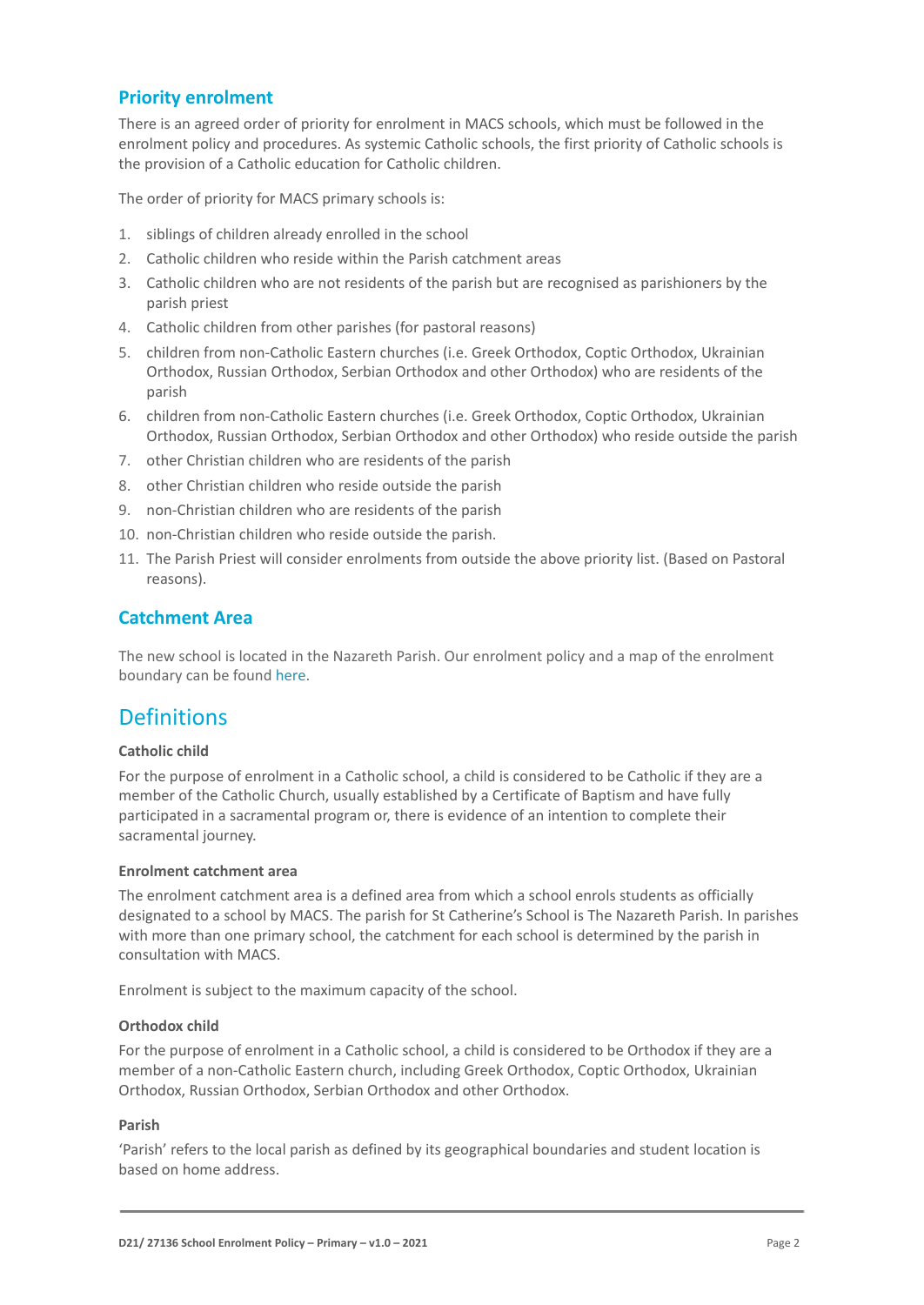## Priority enrolment

There is an agreed order of priority for enrolment in MACS schools, which must be followed in the enrolment policy and procedures. As systemic Catholic schools, the first priority of Catholic schools is the provision of a Catholic education for Catholic children.

The order of priority for MACS primary schools is:

1. siblings of children already enrolled in the school
2. Catholic children who reside within the Parish catchment areas
3. Catholic children who are not residents of the parish but are recognised as parishioners by the parish priest
4. Catholic children from other parishes (for pastoral reasons)
5. children from non-Catholic Eastern churches (i.e. Greek Orthodox, Coptic Orthodox, Ukrainian Orthodox, Russian Orthodox, Serbian Orthodox and other Orthodox) who are residents of the parish
6. children from non-Catholic Eastern churches (i.e. Greek Orthodox, Coptic Orthodox, Ukrainian Orthodox, Russian Orthodox, Serbian Orthodox and other Orthodox) who reside outside the parish
7. other Christian children who are residents of the parish
8. other Christian children who reside outside the parish
9. non-Christian children who are residents of the parish
10. non-Christian children who reside outside the parish.
11. The Parish Priest will consider enrolments from outside the above priority list. (Based on Pastoral reasons).

## Catchment Area

The new school is located in the Nazareth Parish. Our enrolment policy and a map of the enrolment boundary can be found here.

# Definitions

**Catholic child**

For the purpose of enrolment in a Catholic school, a child is considered to be Catholic if they are a member of the Catholic Church, usually established by a Certificate of Baptism and have fully participated in a sacramental program or, there is evidence of an intention to complete their sacramental journey.

**Enrolment catchment area**

The enrolment catchment area is a defined area from which a school enrols students as officially designated to a school by MACS. The parish for St Catherine's School is The Nazareth Parish. In parishes with more than one primary school, the catchment for each school is determined by the parish in consultation with MACS.

Enrolment is subject to the maximum capacity of the school.

**Orthodox child**

For the purpose of enrolment in a Catholic school, a child is considered to be Orthodox if they are a member of a non-Catholic Eastern church, including Greek Orthodox, Coptic Orthodox, Ukrainian Orthodox, Russian Orthodox, Serbian Orthodox and other Orthodox.

**Parish**

'Parish' refers to the local parish as defined by its geographical boundaries and student location is based on home address.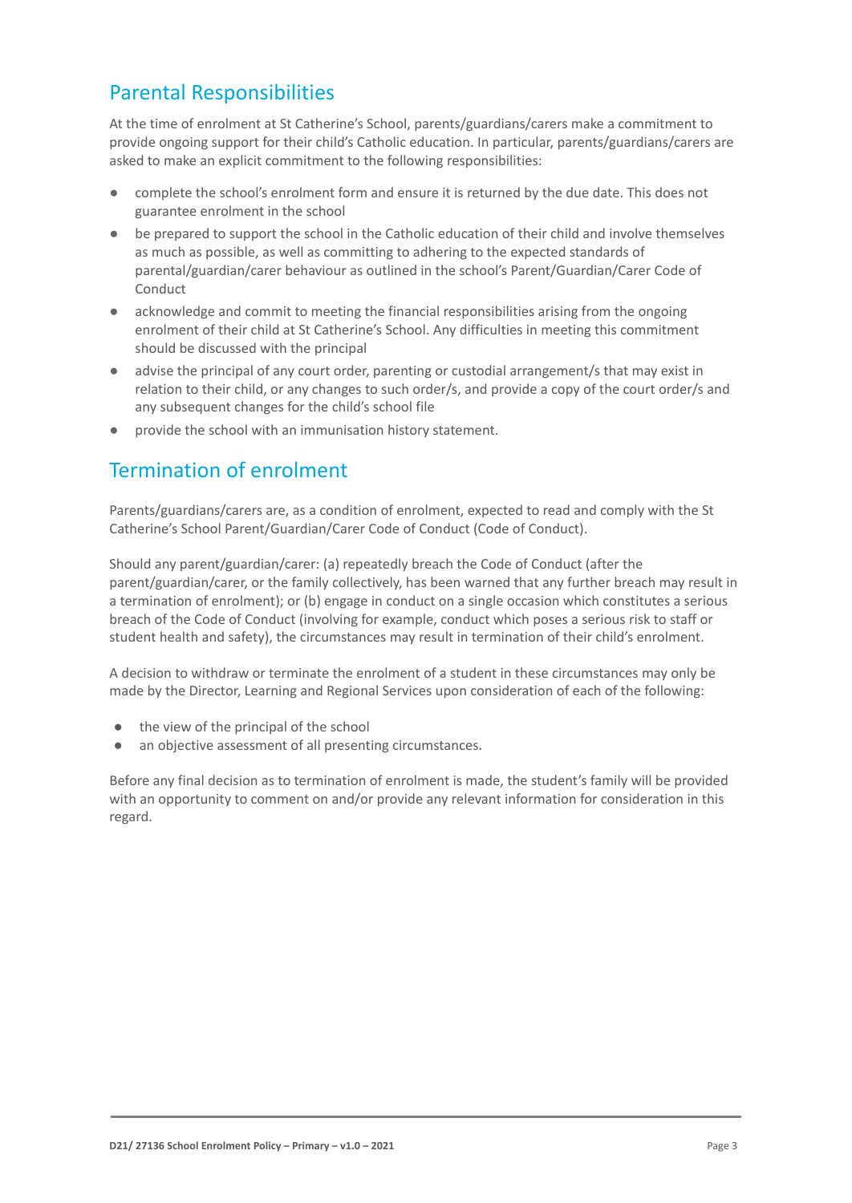## Parental Responsibilities

At the time of enrolment at St Catherine's School, parents/guardians/carers make a commitment to provide ongoing support for their child's Catholic education. In particular, parents/guardians/carers are asked to make an explicit commitment to the following responsibilities:

- complete the school's enrolment form and ensure it is returned by the due date. This does not guarantee enrolment in the school
- be prepared to support the school in the Catholic education of their child and involve themselves as much as possible, as well as committing to adhering to the expected standards of parental/guardian/carer behaviour as outlined in the school's Parent/Guardian/Carer Code of Conduct
- acknowledge and commit to meeting the financial responsibilities arising from the ongoing enrolment of their child at St Catherine's School. Any difficulties in meeting this commitment should be discussed with the principal
- advise the principal of any court order, parenting or custodial arrangement/s that may exist in relation to their child, or any changes to such order/s, and provide a copy of the court order/s and any subsequent changes for the child's school file
- provide the school with an immunisation history statement.

## Termination of enrolment

Parents/guardians/carers are, as a condition of enrolment, expected to read and comply with the St Catherine's School Parent/Guardian/Carer Code of Conduct (Code of Conduct).

Should any parent/guardian/carer: (a) repeatedly breach the Code of Conduct (after the parent/guardian/carer, or the family collectively, has been warned that any further breach may result in a termination of enrolment); or (b) engage in conduct on a single occasion which constitutes a serious breach of the Code of Conduct (involving for example, conduct which poses a serious risk to staff or student health and safety), the circumstances may result in termination of their child's enrolment.

A decision to withdraw or terminate the enrolment of a student in these circumstances may only be made by the Director, Learning and Regional Services upon consideration of each of the following:

- the view of the principal of the school
- an objective assessment of all presenting circumstances.

Before any final decision as to termination of enrolment is made, the student's family will be provided with an opportunity to comment on and/or provide any relevant information for consideration in this regard.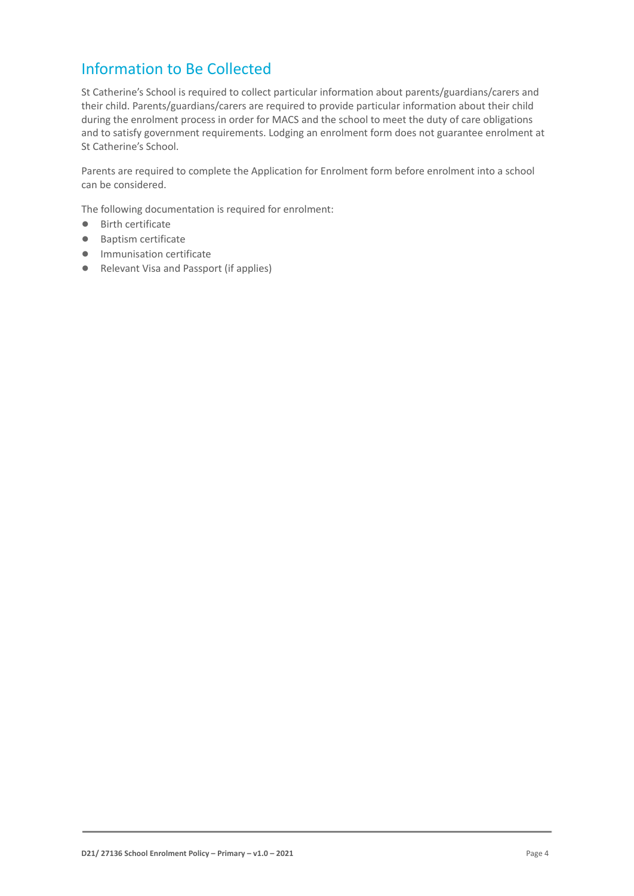## Information to Be Collected

St Catherine's School is required to collect particular information about parents/guardians/carers and their child. Parents/guardians/carers are required to provide particular information about their child during the enrolment process in order for MACS and the school to meet the duty of care obligations and to satisfy government requirements. Lodging an enrolment form does not guarantee enrolment at St Catherine's School.

Parents are required to complete the Application for Enrolment form before enrolment into a school can be considered.

The following documentation is required for enrolment:

- Birth certificate
- Baptism certificate
- Immunisation certificate
- Relevant Visa and Passport (if applies)